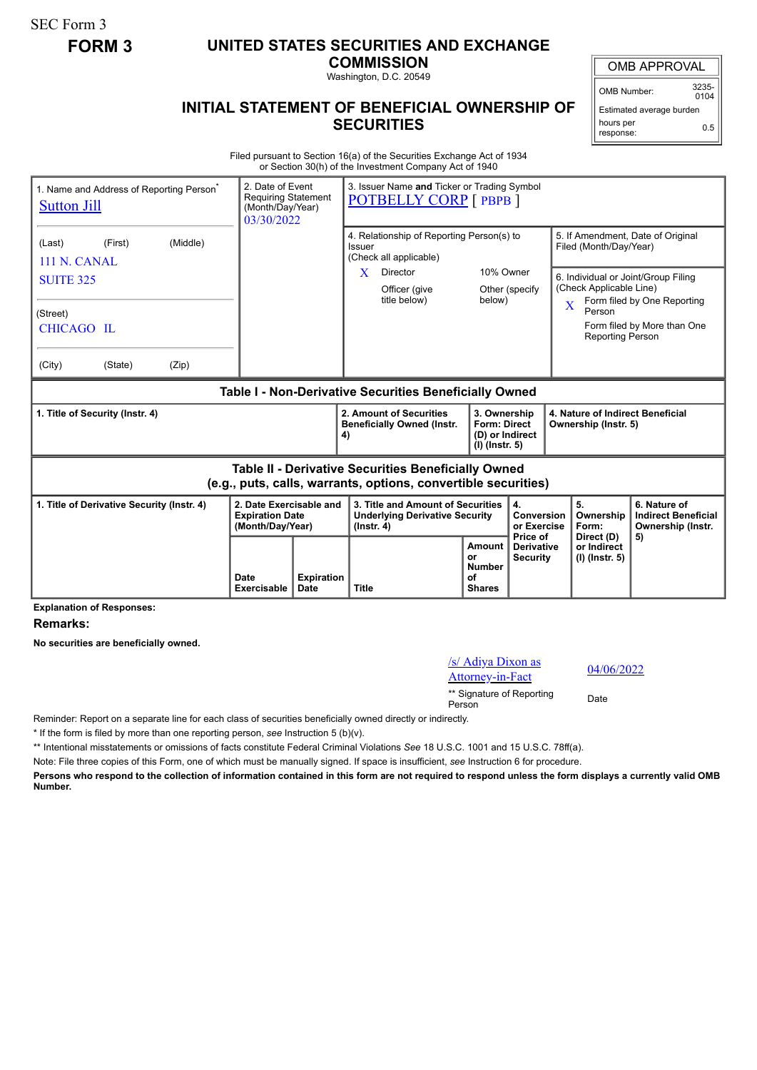SEC Form 3

**FORM 3**

# UNITED STATES SECURITIES AND EXCHANGE COMMISSION

Washington, D.C. 20549

## INITIAL STATEMENT OF BENEFICIAL OWNERSHIP OF SECURITIES

| OMB APPROVAL | |
|---|---|
| OMB Number: | 3235-0104 |
| Estimated average burden hours per response: | 0.5 |

Filed pursuant to Section 16(a) of the Securities Exchange Act of 1934 or Section 30(h) of the Investment Company Act of 1940

| 1. Name and Address of Reporting Person* | 2. Date of Event Requiring Statement (Month/Day/Year) | 3. Issuer Name and Ticker or Trading Symbol |
|---|---|---|
| Sutton Jill | 03/30/2022 | POTBELLY CORP [ PBPB ] |
| (Last) (First) (Middle) 111 N. CANAL SUITE 325 | | 4. Relationship of Reporting Person(s) to Issuer (Check all applicable) X Director; 10% Owner; Officer (give title below); Other (specify below) |
| (Street) CHICAGO IL | | 5. If Amendment, Date of Original Filed (Month/Day/Year) |
| (City) (State) (Zip) | | 6. Individual or Joint/Group Filing (Check Applicable Line) X Form filed by One Reporting Person; Form filed by More than One Reporting Person |

### Table I - Non-Derivative Securities Beneficially Owned

| 1. Title of Security (Instr. 4) | 2. Amount of Securities Beneficially Owned (Instr. 4) | 3. Ownership Form: Direct (D) or Indirect (I) (Instr. 5) | 4. Nature of Indirect Beneficial Ownership (Instr. 5) |
|---|---|---|---|

### Table II - Derivative Securities Beneficially Owned (e.g., puts, calls, warrants, options, convertible securities)

| 1. Title of Derivative Security (Instr. 4) | 2. Date Exercisable and Expiration Date (Month/Day/Year) | | 3. Title and Amount of Securities Underlying Derivative Security (Instr. 4) | | 4. Conversion or Exercise Price of Derivative Security | 5. Ownership Form: Direct (D) or Indirect (I) (Instr. 5) | 6. Nature of Indirect Beneficial Ownership (Instr. 5) |
|---|---|---|---|---|---|---|---|
| | Date Exercisable | Expiration Date | Title | Amount or Number of Shares | | | |

**Explanation of Responses:**

**Remarks:**

**No securities are beneficially owned.**

| /s/ Adiya Dixon as Attorney-in-Fact | 04/06/2022 |
|---|---|
| ** Signature of Reporting Person | Date |

Reminder: Report on a separate line for each class of securities beneficially owned directly or indirectly.

\* If the form is filed by more than one reporting person, *see* Instruction 5 (b)(v).

** Intentional misstatements or omissions of facts constitute Federal Criminal Violations *See* 18 U.S.C. 1001 and 15 U.S.C. 78ff(a).

Note: File three copies of this Form, one of which must be manually signed. If space is insufficient, *see* Instruction 6 for procedure.

**Persons who respond to the collection of information contained in this form are not required to respond unless the form displays a currently valid OMB Number.**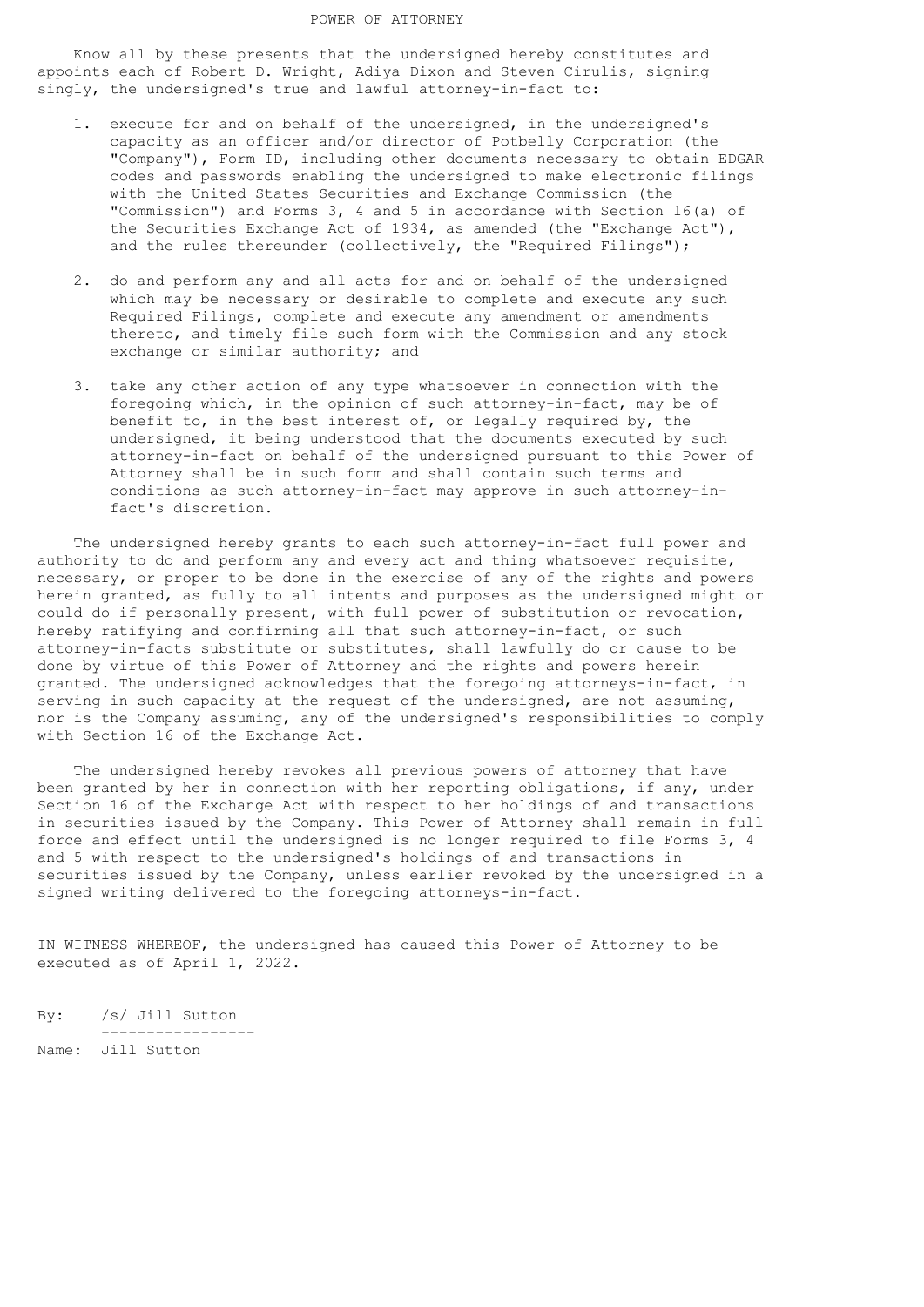# POWER OF ATTORNEY

Know all by these presents that the undersigned hereby constitutes and appoints each of Robert D. Wright, Adiya Dixon and Steven Cirulis, signing singly, the undersigned's true and lawful attorney-in-fact to:

1. execute for and on behalf of the undersigned, in the undersigned's capacity as an officer and/or director of Potbelly Corporation (the "Company"), Form ID, including other documents necessary to obtain EDGAR codes and passwords enabling the undersigned to make electronic filings with the United States Securities and Exchange Commission (the "Commission") and Forms 3, 4 and 5 in accordance with Section 16(a) of the Securities Exchange Act of 1934, as amended (the "Exchange Act"), and the rules thereunder (collectively, the "Required Filings");

2. do and perform any and all acts for and on behalf of the undersigned which may be necessary or desirable to complete and execute any such Required Filings, complete and execute any amendment or amendments thereto, and timely file such form with the Commission and any stock exchange or similar authority; and

3. take any other action of any type whatsoever in connection with the foregoing which, in the opinion of such attorney-in-fact, may be of benefit to, in the best interest of, or legally required by, the undersigned, it being understood that the documents executed by such attorney-in-fact on behalf of the undersigned pursuant to this Power of Attorney shall be in such form and shall contain such terms and conditions as such attorney-in-fact may approve in such attorney-in-fact's discretion.

The undersigned hereby grants to each such attorney-in-fact full power and authority to do and perform any and every act and thing whatsoever requisite, necessary, or proper to be done in the exercise of any of the rights and powers herein granted, as fully to all intents and purposes as the undersigned might or could do if personally present, with full power of substitution or revocation, hereby ratifying and confirming all that such attorney-in-fact, or such attorney-in-facts substitute or substitutes, shall lawfully do or cause to be done by virtue of this Power of Attorney and the rights and powers herein granted. The undersigned acknowledges that the foregoing attorneys-in-fact, in serving in such capacity at the request of the undersigned, are not assuming, nor is the Company assuming, any of the undersigned's responsibilities to comply with Section 16 of the Exchange Act.

The undersigned hereby revokes all previous powers of attorney that have been granted by her in connection with her reporting obligations, if any, under Section 16 of the Exchange Act with respect to her holdings of and transactions in securities issued by the Company. This Power of Attorney shall remain in full force and effect until the undersigned is no longer required to file Forms 3, 4 and 5 with respect to the undersigned's holdings of and transactions in securities issued by the Company, unless earlier revoked by the undersigned in a signed writing delivered to the foregoing attorneys-in-fact.

IN WITNESS WHEREOF, the undersigned has caused this Power of Attorney to be executed as of April 1, 2022.

By: /s/ Jill Sutton

Name: Jill Sutton